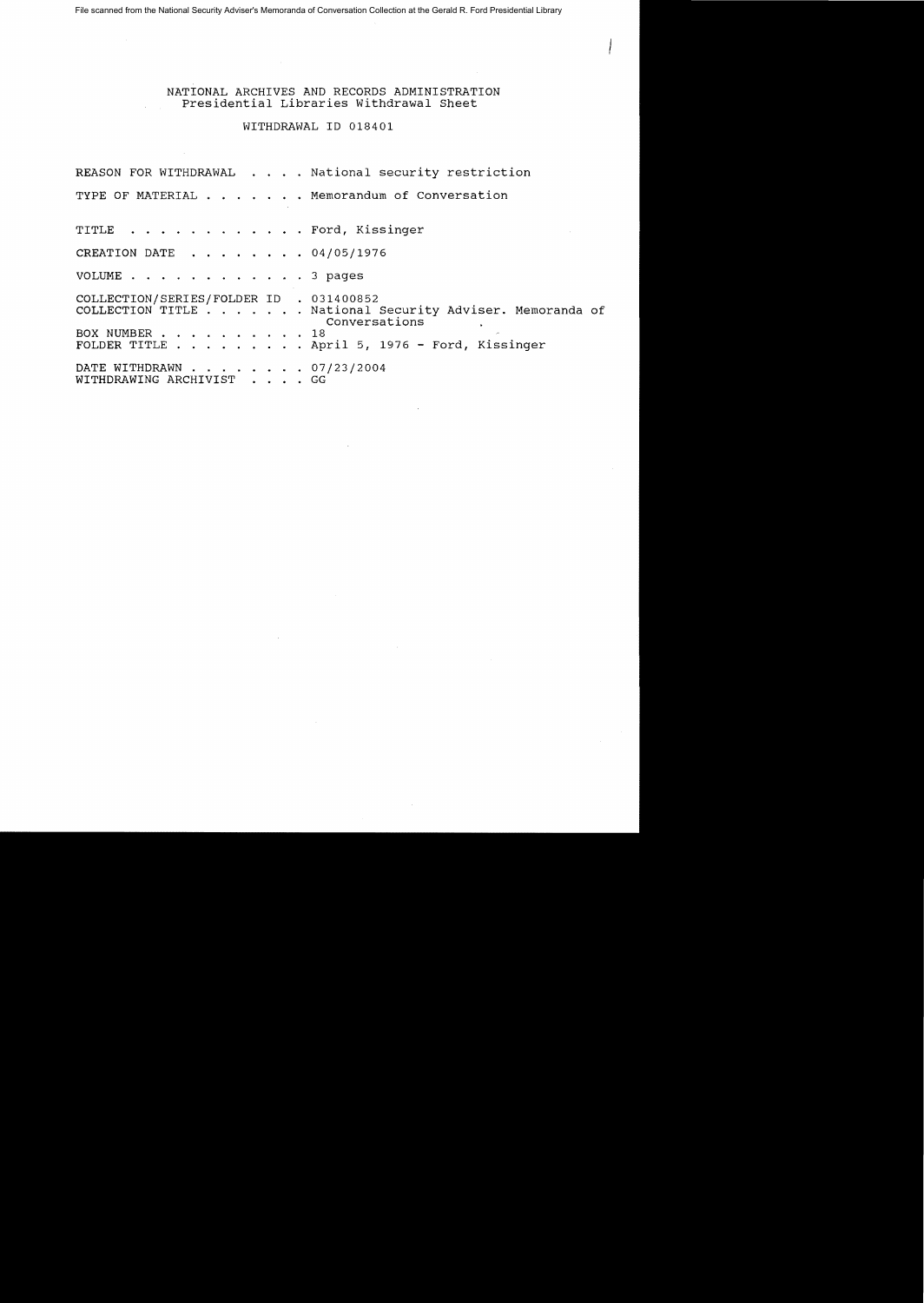File scanned from the National Security Adviser's Memoranda of Conversation Collection at the Gerald R. Ford Presidential Library

NATIONAL ARCHIVES AND RECORDS ADMINISTRATION
Presidential Libraries Withdrawal Sheet

WITHDRAWAL ID 018401

REASON FOR WITHDRAWAL . . . . National security restriction

TYPE OF MATERIAL . . . . . . . Memorandum of Conversation

TITLE . . . . . . . . . . . . Ford, Kissinger

CREATION DATE . . . . . . . . 04/05/1976

VOLUME . . . . . . . . . . . . 3 pages

COLLECTION/SERIES/FOLDER ID . 031400852
COLLECTION TITLE . . . . . . . National Security Adviser. Memoranda of Conversations
BOX NUMBER . . . . . . . . . . 18
FOLDER TITLE . . . . . . . . . April 5, 1976 - Ford, Kissinger

DATE WITHDRAWN . . . . . . . . 07/23/2004
WITHDRAWING ARCHIVIST . . . . GG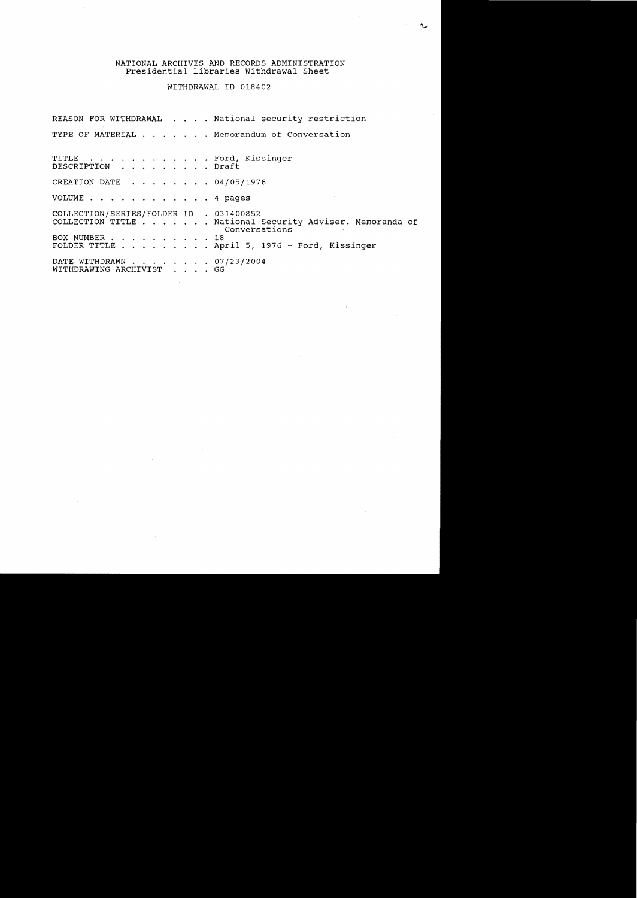NATIONAL ARCHIVES AND RECORDS ADMINISTRATION
Presidential Libraries Withdrawal Sheet

WITHDRAWAL ID 018402

REASON FOR WITHDRAWAL . . . . National security restriction

TYPE OF MATERIAL . . . . . . . Memorandum of Conversation

TITLE . . . . . . . . . . . . Ford, Kissinger
DESCRIPTION . . . . . . . . . Draft

CREATION DATE . . . . . . . . 04/05/1976

VOLUME . . . . . . . . . . . . 4 pages

COLLECTION/SERIES/FOLDER ID . 031400852
COLLECTION TITLE . . . . . . . National Security Adviser. Memoranda of Conversations
BOX NUMBER . . . . . . . . . . 18
FOLDER TITLE . . . . . . . . . April 5, 1976 - Ford, Kissinger

DATE WITHDRAWN . . . . . . . . 07/23/2004
WITHDRAWING ARCHIVIST . . . . GG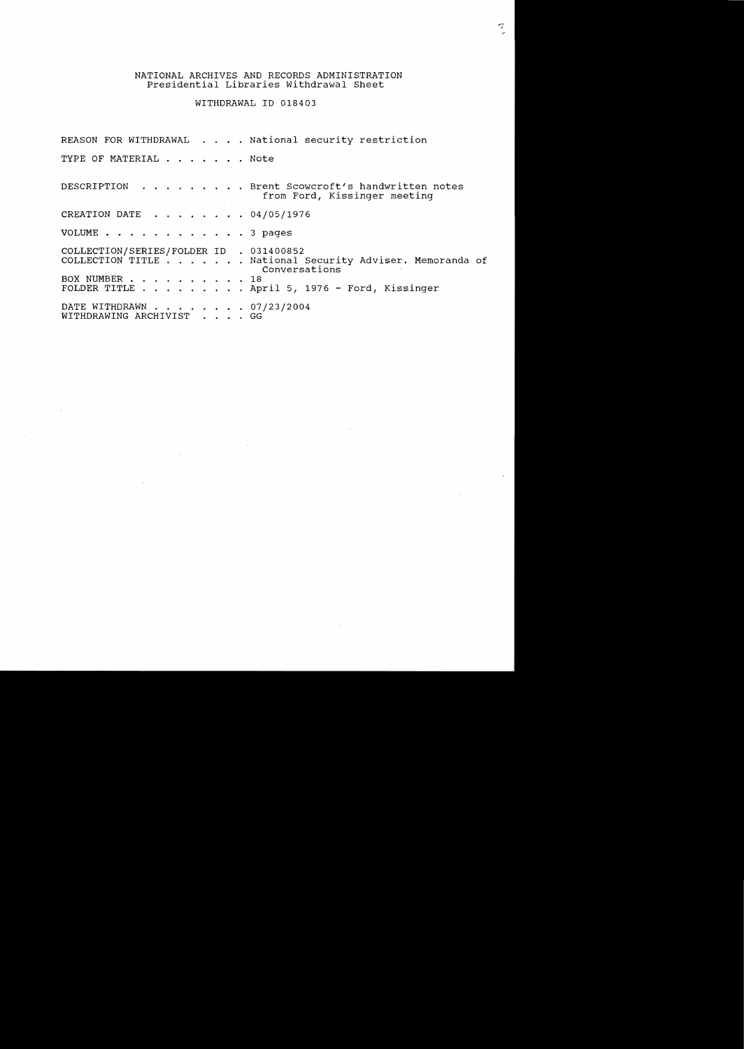NATIONAL ARCHIVES AND RECORDS ADMINISTRATION
Presidential Libraries Withdrawal Sheet

WITHDRAWAL ID 018403

REASON FOR WITHDRAWAL . . . . National security restriction

TYPE OF MATERIAL . . . . . . . Note

DESCRIPTION . . . . . . . . . Brent Scowcroft's handwritten notes from Ford, Kissinger meeting

CREATION DATE . . . . . . . . 04/05/1976

VOLUME . . . . . . . . . . . . 3 pages

COLLECTION/SERIES/FOLDER ID . 031400852
COLLECTION TITLE . . . . . . . National Security Adviser. Memoranda of Conversations
BOX NUMBER . . . . . . . . . . 18
FOLDER TITLE . . . . . . . . . April 5, 1976 - Ford, Kissinger

DATE WITHDRAWN . . . . . . . . 07/23/2004
WITHDRAWING ARCHIVIST . . . . GG